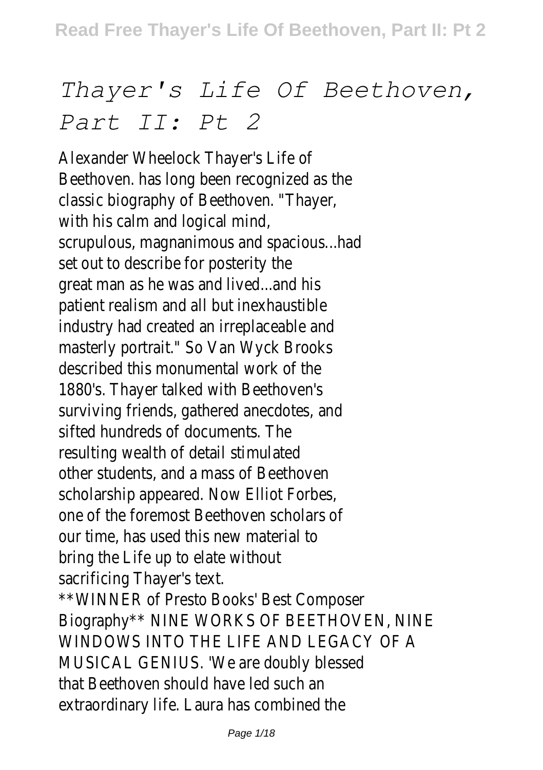# *Thayer's Life Of Beethoven, Part II: Pt 2*

Alexander Wheelock Thayer's Life of Beethoven. has long been recognized as the classic biography of Beethoven. "Thayer, with his calm and logical mind, scrupulous, magnanimous and spacious...had set out to describe for posterity the great man as he was and lived...and his patient realism and all but inexhaustible industry had created an irreplaceable and masterly portrait." So Van Wyck Brooks described this monumental work of the 1880's. Thayer talked with Beethoven's surviving friends, gathered anecdotes, and sifted hundreds of documents. The resulting wealth of detail stimulated other students, and a mass of Beethoven scholarship appeared. Now Elliot Forbes, one of the foremost Beethoven scholars of our time, has used this new material to bring the Life up to elate without sacrificing Thayer's text.

**WINNER of Presto Books' Best Composer Biography** NINE WORKS OF BEETHOVEN, NINE WINDOWS INTO THE LIFE AND LEGACY OF A MUSICAL GENIUS. 'We are doubly blessed that Beethoven should have led such an extraordinary life. Laura has combined the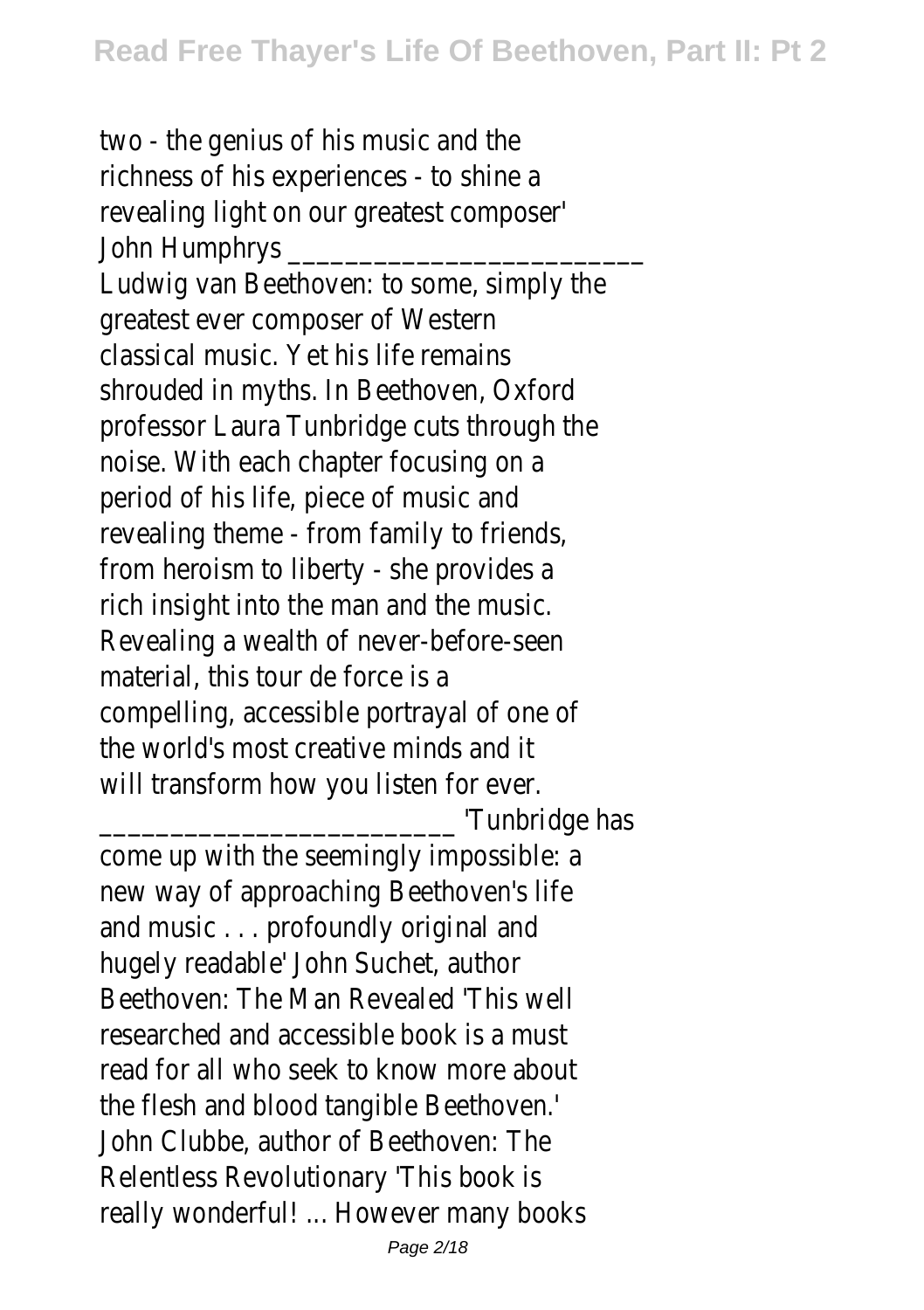two - the genius of his music and the richness of his experiences - to shine a revealing light on our greatest composer' John Humphrys ________________________ Ludwig van Beethoven: to some, simply the greatest ever composer of Western classical music. Yet his life remains shrouded in myths. In Beethoven, Oxford professor Laura Tunbridge cuts through the noise. With each chapter focusing on a period of his life, piece of music and revealing theme - from family to friends, from heroism to liberty - she provides a rich insight into the man and the music. Revealing a wealth of never-before-seen material, this tour de force is a compelling, accessible portrayal of one of the world's most creative minds and it will transform how you listen for ever. ________________________ 'Tunbridge has come up with the seemingly impossible: a new way of approaching Beethoven's life and music . . . profoundly original and hugely readable' John Suchet, author Beethoven: The Man Revealed 'This well researched and accessible book is a must read for all who seek to know more about the flesh and blood tangible Beethoven.' John Clubbe, author of Beethoven: The Relentless Revolutionary 'This book is really wonderful! ... However many books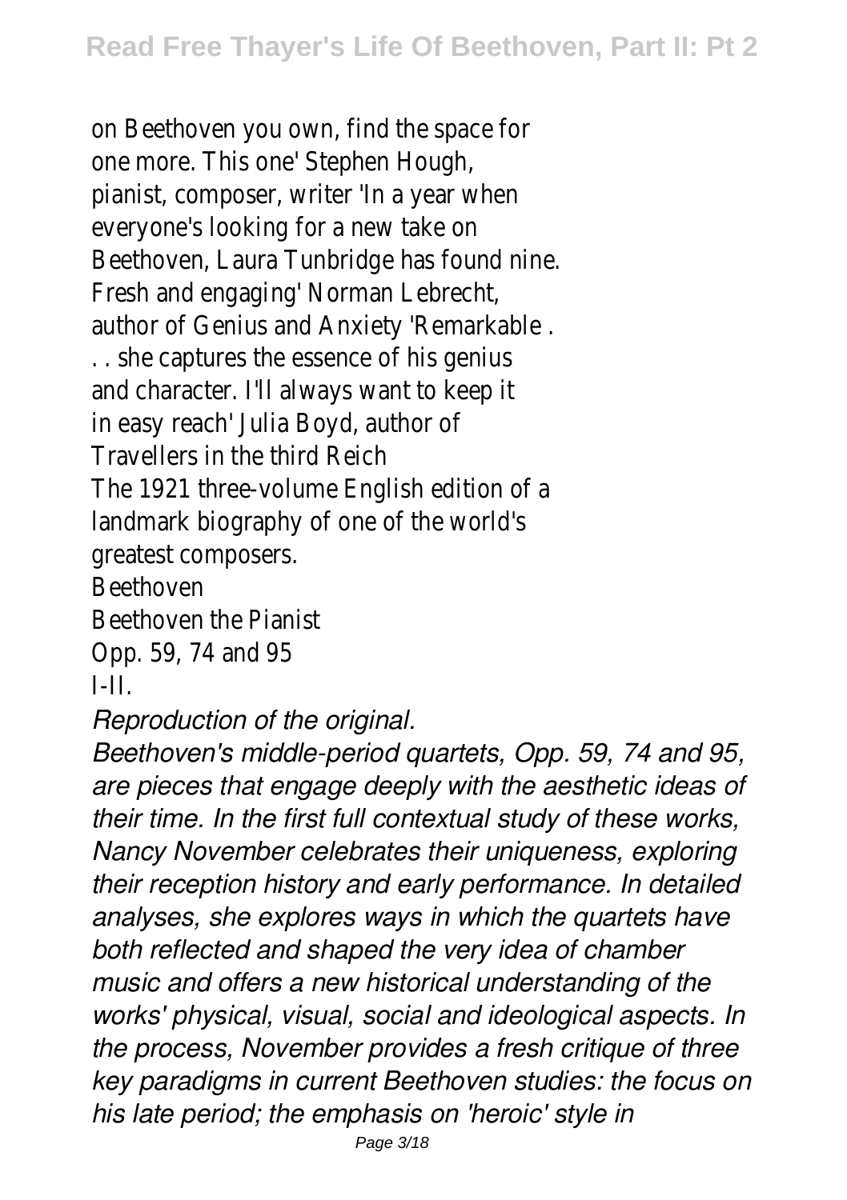on Beethoven you own, find the space for one more. This one' Stephen Hough, pianist, composer, writer 'In a year when everyone's looking for a new take on Beethoven, Laura Tunbridge has found nine. Fresh and engaging' Norman Lebrecht, author of Genius and Anxiety 'Remarkable . . . she captures the essence of his genius and character. I'll always want to keep it in easy reach' Julia Boyd, author of Travellers in the third Reich

The 1921 three-volume English edition of a landmark biography of one of the world's greatest composers.

Beethoven

Beethoven the Pianist

Opp. 59, 74 and 95

I-II.

*Reproduction of the original.*

*Beethoven's middle-period quartets, Opp. 59, 74 and 95, are pieces that engage deeply with the aesthetic ideas of their time. In the first full contextual study of these works, Nancy November celebrates their uniqueness, exploring their reception history and early performance. In detailed analyses, she explores ways in which the quartets have both reflected and shaped the very idea of chamber music and offers a new historical understanding of the works' physical, visual, social and ideological aspects. In the process, November provides a fresh critique of three key paradigms in current Beethoven studies: the focus on his late period; the emphasis on 'heroic' style in*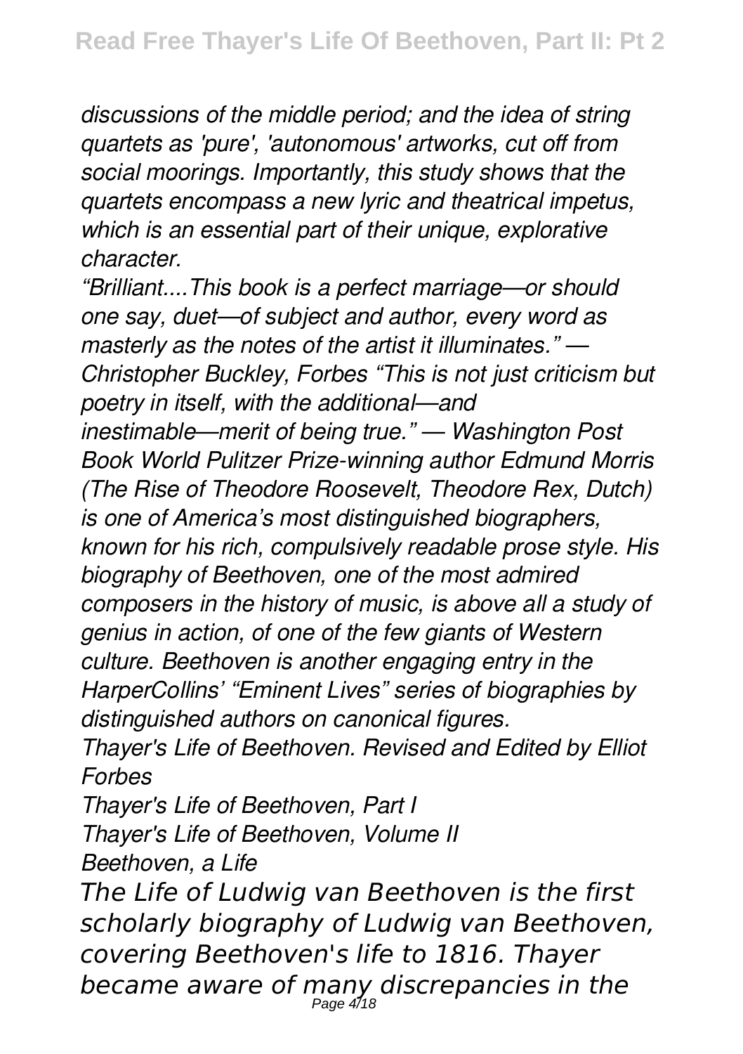*discussions of the middle period; and the idea of string quartets as 'pure', 'autonomous' artworks, cut off from social moorings. Importantly, this study shows that the quartets encompass a new lyric and theatrical impetus, which is an essential part of their unique, explorative character.*

*"Brilliant....This book is a perfect marriage—or should one say, duet—of subject and author, every word as masterly as the notes of the artist it illuminates." — Christopher Buckley, Forbes "This is not just criticism but poetry in itself, with the additional—and inestimable—merit of being true." — Washington Post Book World Pulitzer Prize-winning author Edmund Morris (The Rise of Theodore Roosevelt, Theodore Rex, Dutch) is one of America's most distinguished biographers, known for his rich, compulsively readable prose style. His biography of Beethoven, one of the most admired composers in the history of music, is above all a study of genius in action, of one of the few giants of Western culture. Beethoven is another engaging entry in the HarperCollins' "Eminent Lives" series of biographies by distinguished authors on canonical figures.*

*Thayer's Life of Beethoven. Revised and Edited by Elliot Forbes*

*Thayer's Life of Beethoven, Part I*

*Thayer's Life of Beethoven, Volume II*

*Beethoven, a Life*

*The Life of Ludwig van Beethoven is the first scholarly biography of Ludwig van Beethoven, covering Beethoven's life to 1816. Thayer became aware of many discrepancies in the*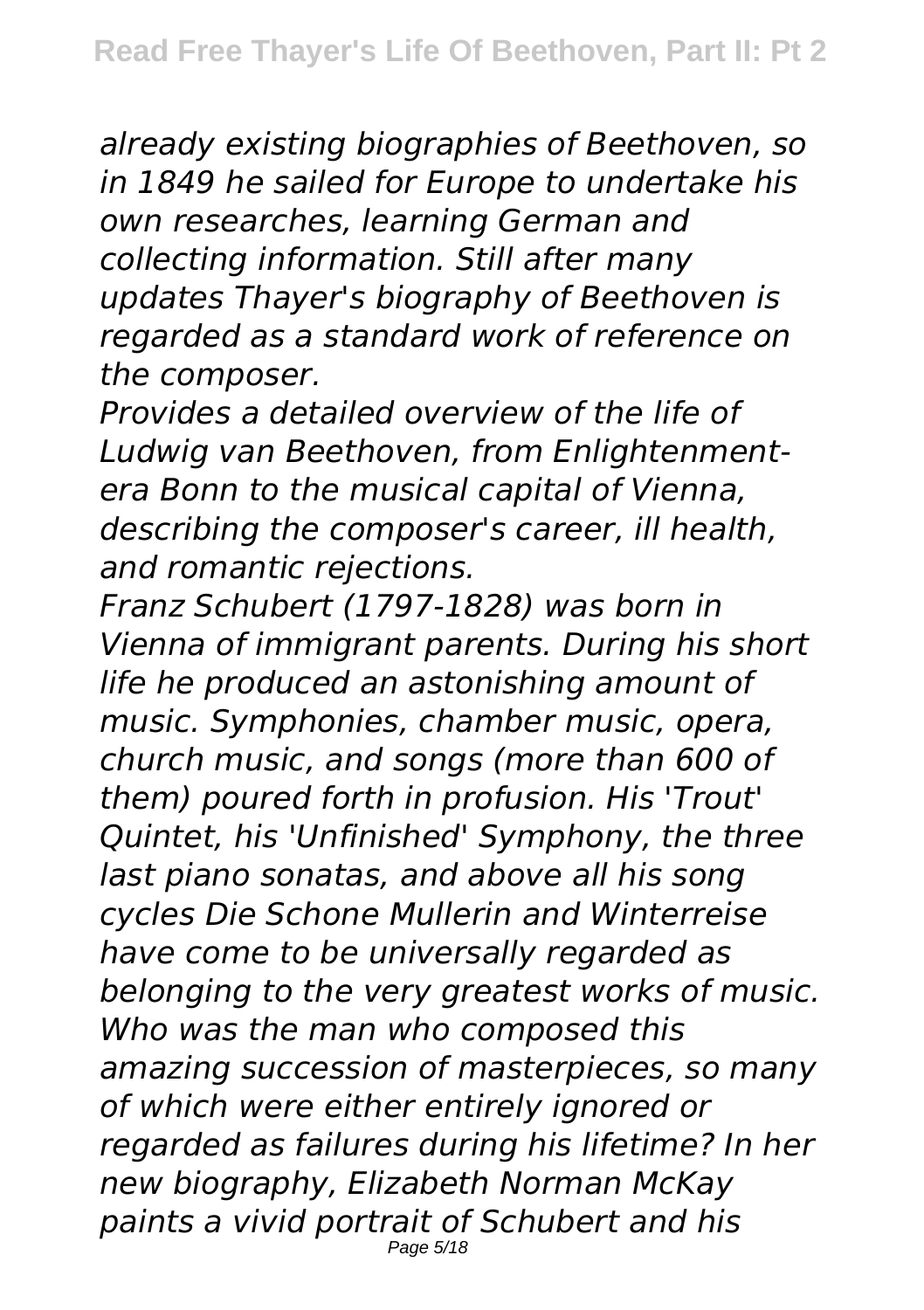*already existing biographies of Beethoven, so in 1849 he sailed for Europe to undertake his own researches, learning German and collecting information. Still after many updates Thayer's biography of Beethoven is regarded as a standard work of reference on the composer.*

*Provides a detailed overview of the life of Ludwig van Beethoven, from Enlightenment-era Bonn to the musical capital of Vienna, describing the composer's career, ill health, and romantic rejections.*

*Franz Schubert (1797-1828) was born in Vienna of immigrant parents. During his short life he produced an astonishing amount of music. Symphonies, chamber music, opera, church music, and songs (more than 600 of them) poured forth in profusion. His 'Trout' Quintet, his 'Unfinished' Symphony, the three last piano sonatas, and above all his song cycles Die Schone Mullerin and Winterreise have come to be universally regarded as belonging to the very greatest works of music. Who was the man who composed this amazing succession of masterpieces, so many of which were either entirely ignored or regarded as failures during his lifetime? In her new biography, Elizabeth Norman McKay paints a vivid portrait of Schubert and his*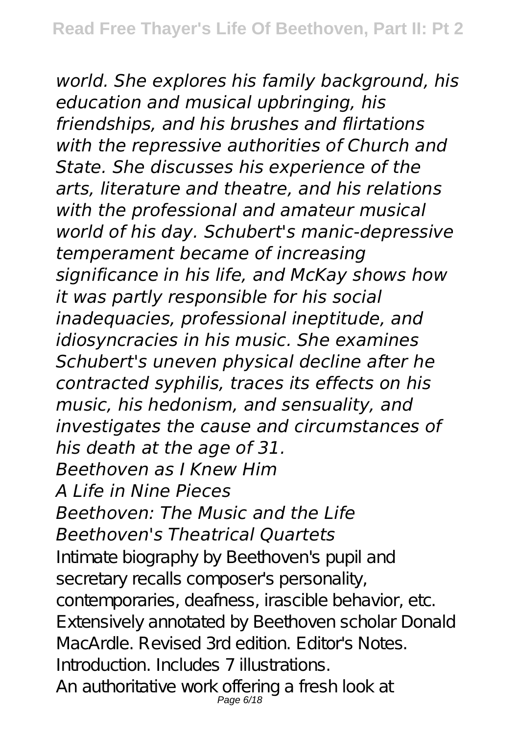*world. She explores his family background, his education and musical upbringing, his friendships, and his brushes and flirtations with the repressive authorities of Church and State. She discusses his experience of the arts, literature and theatre, and his relations with the professional and amateur musical world of his day. Schubert's manic-depressive temperament became of increasing significance in his life, and McKay shows how it was partly responsible for his social inadequacies, professional ineptitude, and idiosyncracies in his music. She examines Schubert's uneven physical decline after he contracted syphilis, traces its effects on his music, his hedonism, and sensuality, and investigates the cause and circumstances of his death at the age of 31.*

*Beethoven as I Knew Him*

*A Life in Nine Pieces*

*Beethoven: The Music and the Life*

*Beethoven's Theatrical Quartets*

Intimate biography by Beethoven's pupil and secretary recalls composer's personality, contemporaries, deafness, irascible behavior, etc. Extensively annotated by Beethoven scholar Donald MacArdle. Revised 3rd edition. Editor's Notes. Introduction. Includes 7 illustrations.

An authoritative work offering a fresh look at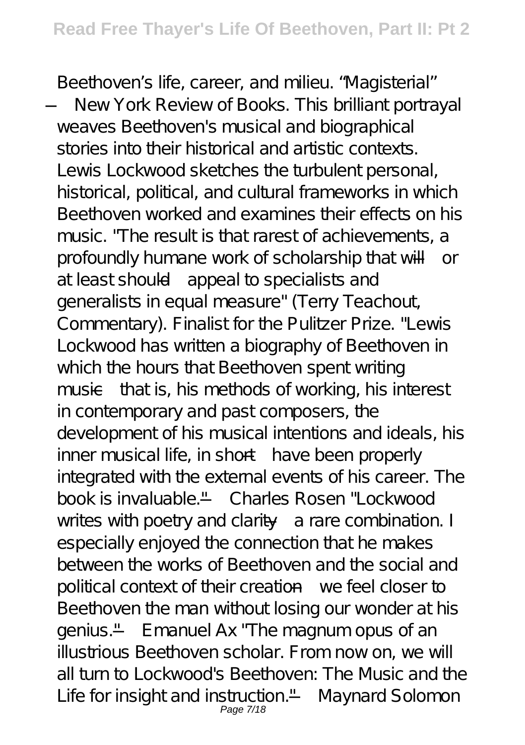Beethoven's life, career, and milieu. "Magisterial" —New York Review of Books. This brilliant portrayal weaves Beethoven's musical and biographical stories into their historical and artistic contexts. Lewis Lockwood sketches the turbulent personal, historical, political, and cultural frameworks in which Beethoven worked and examines their effects on his music. "The result is that rarest of achievements, a profoundly humane work of scholarship that will—or at least should—appeal to specialists and generalists in equal measure" (Terry Teachout, Commentary). Finalist for the Pulitzer Prize. "Lewis Lockwood has written a biography of Beethoven in which the hours that Beethoven spent writing music—that is, his methods of working, his interest in contemporary and past composers, the development of his musical intentions and ideals, his inner musical life, in short—have been properly integrated with the external events of his career. The book is invaluable." —Charles Rosen "Lockwood writes with poetry and clarity—a rare combination. I especially enjoyed the connection that he makes between the works of Beethoven and the social and political context of their creation—we feel closer to Beethoven the man without losing our wonder at his genius." —Emanuel Ax "The magnum opus of an illustrious Beethoven scholar. From now on, we will all turn to Lockwood's Beethoven: The Music and the Life for insight and instruction." —Maynard Solomon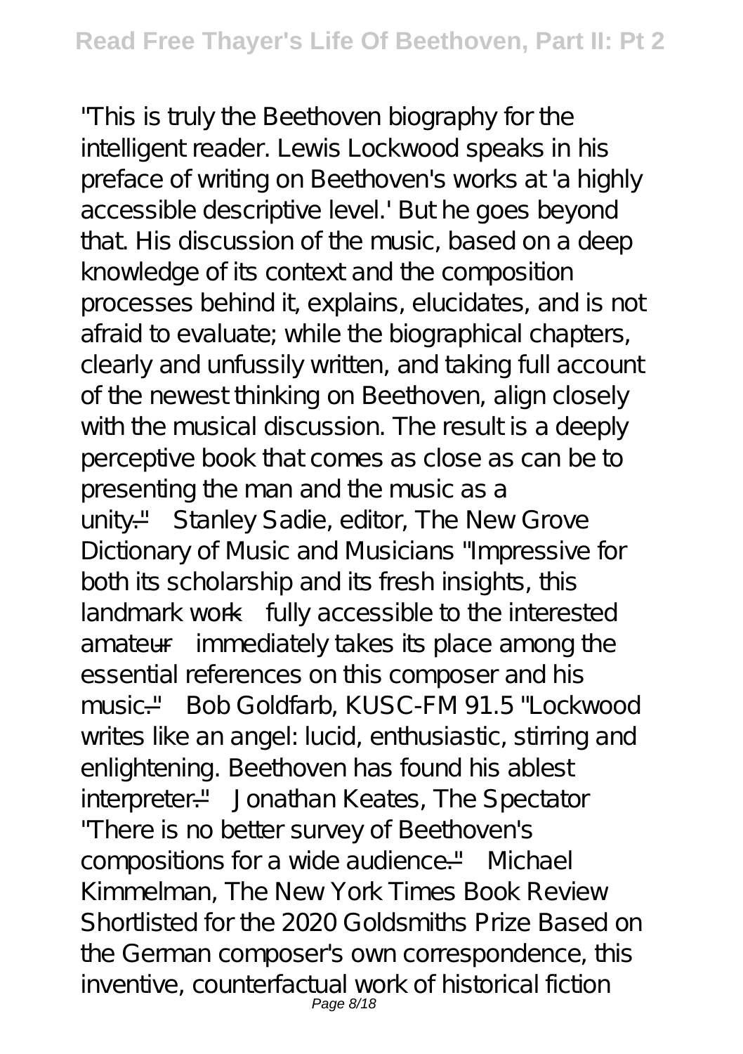"This is truly the Beethoven biography for the intelligent reader. Lewis Lockwood speaks in his preface of writing on Beethoven's works at 'a highly accessible descriptive level.' But he goes beyond that. His discussion of the music, based on a deep knowledge of its context and the composition processes behind it, explains, elucidates, and is not afraid to evaluate; while the biographical chapters, clearly and unfussily written, and taking full account of the newest thinking on Beethoven, align closely with the musical discussion. The result is a deeply perceptive book that comes as close as can be to presenting the man and the music as a unity."—Stanley Sadie, editor, The New Grove Dictionary of Music and Musicians "Impressive for both its scholarship and its fresh insights, this landmark work—fully accessible to the interested amateur—immediately takes its place among the essential references on this composer and his music."—Bob Goldfarb, KUSC-FM 91.5 "Lockwood writes like an angel: lucid, enthusiastic, stirring and enlightening. Beethoven has found his ablest interpreter."—Jonathan Keates, The Spectator "There is no better survey of Beethoven's compositions for a wide audience."—Michael Kimmelman, The New York Times Book Review Shortlisted for the 2020 Goldsmiths Prize Based on the German composer's own correspondence, this inventive, counterfactual work of historical fiction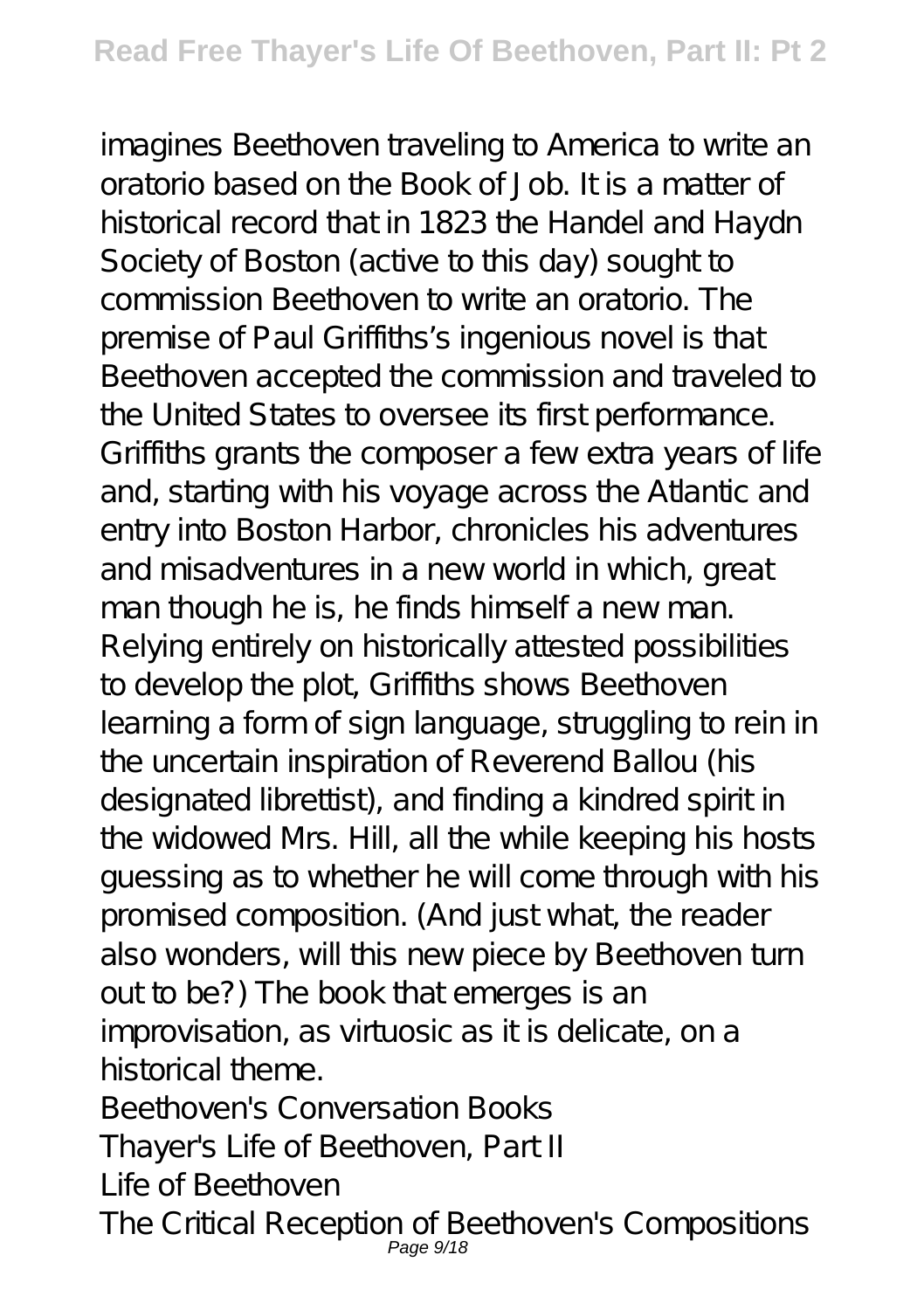imagines Beethoven traveling to America to write an oratorio based on the Book of Job. It is a matter of historical record that in 1823 the Handel and Haydn Society of Boston (active to this day) sought to commission Beethoven to write an oratorio. The premise of Paul Griffiths's ingenious novel is that Beethoven accepted the commission and traveled to the United States to oversee its first performance. Griffiths grants the composer a few extra years of life and, starting with his voyage across the Atlantic and entry into Boston Harbor, chronicles his adventures and misadventures in a new world in which, great man though he is, he finds himself a new man. Relying entirely on historically attested possibilities to develop the plot, Griffiths shows Beethoven learning a form of sign language, struggling to rein in the uncertain inspiration of Reverend Ballou (his designated librettist), and finding a kindred spirit in the widowed Mrs. Hill, all the while keeping his hosts guessing as to whether he will come through with his promised composition. (And just what, the reader also wonders, will this new piece by Beethoven turn out to be?) The book that emerges is an improvisation, as virtuosic as it is delicate, on a historical theme.

Beethoven's Conversation Books

Thayer's Life of Beethoven, Part II

Life of Beethoven

The Critical Reception of Beethoven's Compositions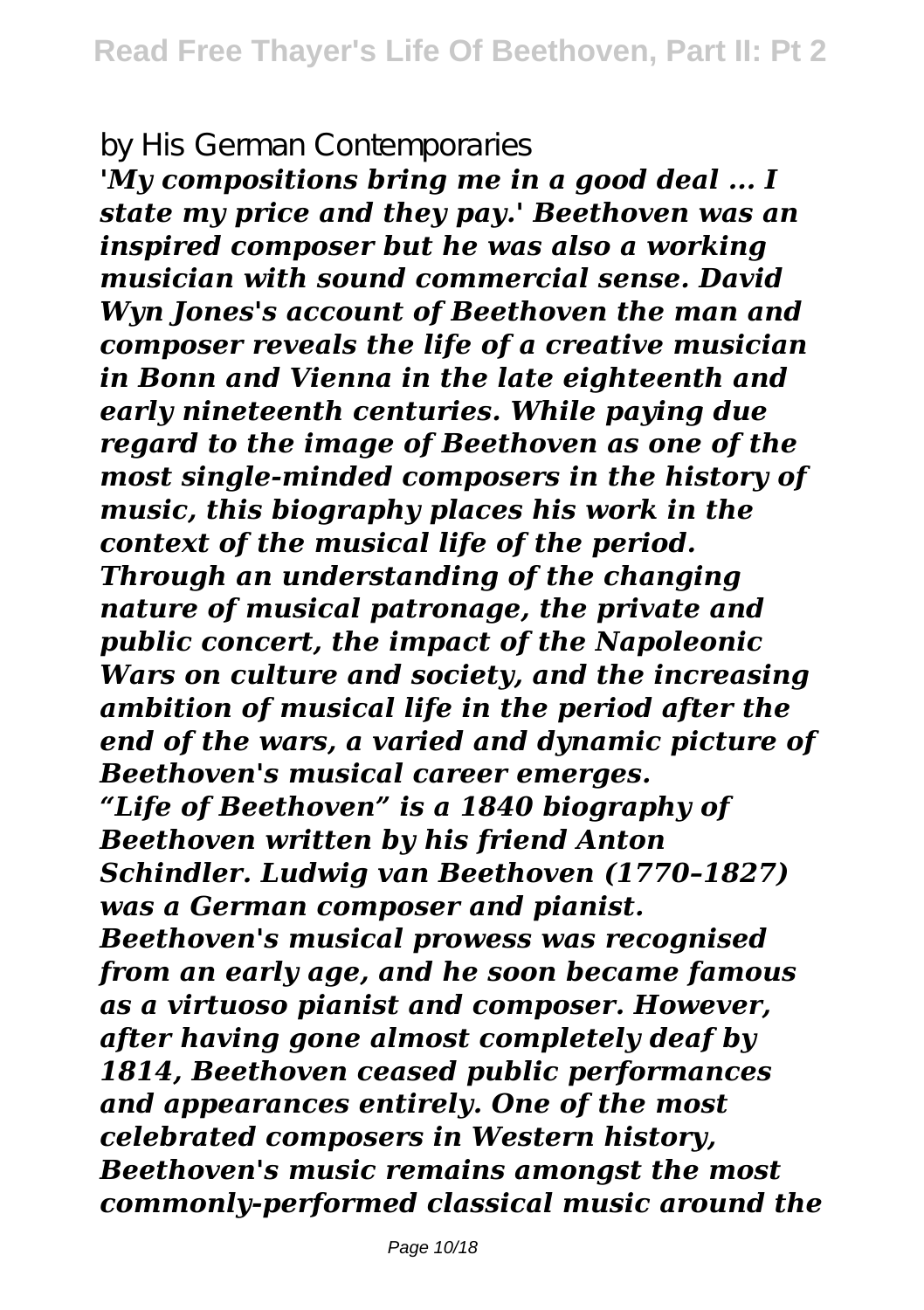by His German Contemporaries

***'My compositions bring me in a good deal ... I state my price and they pay.' Beethoven was an inspired composer but he was also a working musician with sound commercial sense. David Wyn Jones's account of Beethoven the man and composer reveals the life of a creative musician in Bonn and Vienna in the late eighteenth and early nineteenth centuries. While paying due regard to the image of Beethoven as one of the most single-minded composers in the history of music, this biography places his work in the context of the musical life of the period. Through an understanding of the changing nature of musical patronage, the private and public concert, the impact of the Napoleonic Wars on culture and society, and the increasing ambition of musical life in the period after the end of the wars, a varied and dynamic picture of Beethoven's musical career emerges.***

***"Life of Beethoven" is a 1840 biography of Beethoven written by his friend Anton Schindler. Ludwig van Beethoven (1770–1827) was a German composer and pianist. Beethoven's musical prowess was recognised from an early age, and he soon became famous as a virtuoso pianist and composer. However, after having gone almost completely deaf by 1814, Beethoven ceased public performances and appearances entirely. One of the most celebrated composers in Western history, Beethoven's music remains amongst the most commonly-performed classical music around the***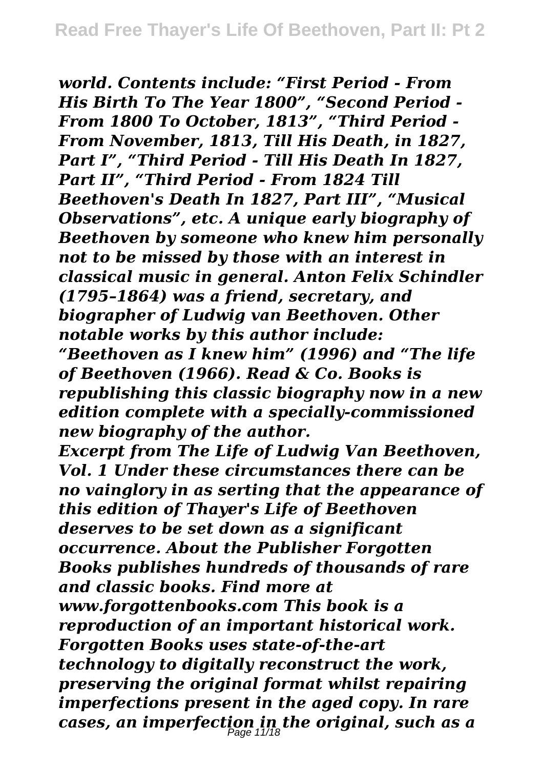*world. Contents include: "First Period - From His Birth To The Year 1800", "Second Period - From 1800 To October, 1813", "Third Period - From November, 1813, Till His Death, in 1827, Part I", "Third Period - Till His Death In 1827, Part II", "Third Period - From 1824 Till Beethoven's Death In 1827, Part III", "Musical Observations", etc. A unique early biography of Beethoven by someone who knew him personally not to be missed by those with an interest in classical music in general. Anton Felix Schindler (1795–1864) was a friend, secretary, and biographer of Ludwig van Beethoven. Other notable works by this author include: "Beethoven as I knew him" (1996) and "The life of Beethoven (1966). Read & Co. Books is republishing this classic biography now in a new edition complete with a specially-commissioned new biography of the author.*

*Excerpt from The Life of Ludwig Van Beethoven, Vol. 1 Under these circumstances there can be no vainglory in as serting that the appearance of this edition of Thayer's Life of Beethoven deserves to be set down as a significant occurrence. About the Publisher Forgotten Books publishes hundreds of thousands of rare and classic books. Find more at www.forgottenbooks.com This book is a reproduction of an important historical work. Forgotten Books uses state-of-the-art technology to digitally reconstruct the work, preserving the original format whilst repairing imperfections present in the aged copy. In rare cases, an imperfection in the original, such as a*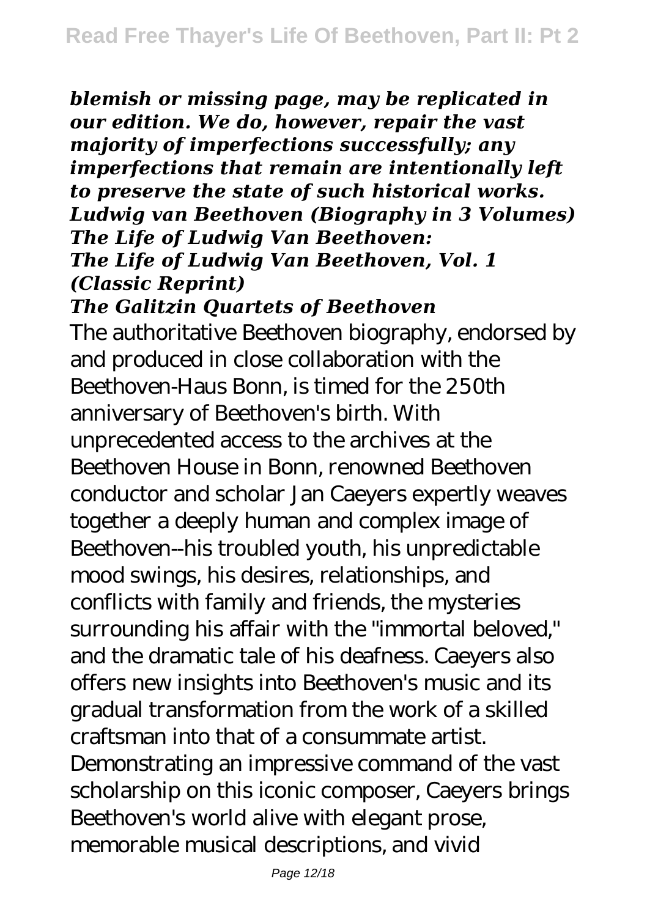***blemish or missing page, may be replicated in our edition. We do, however, repair the vast majority of imperfections successfully; any imperfections that remain are intentionally left to preserve the state of such historical works.***

***Ludwig van Beethoven (Biography in 3 Volumes)***

***The Life of Ludwig Van Beethoven:***

***The Life of Ludwig Van Beethoven, Vol. 1 (Classic Reprint)***

***The Galitzin Quartets of Beethoven***

The authoritative Beethoven biography, endorsed by and produced in close collaboration with the Beethoven-Haus Bonn, is timed for the 250th anniversary of Beethoven's birth. With unprecedented access to the archives at the Beethoven House in Bonn, renowned Beethoven conductor and scholar Jan Caeyers expertly weaves together a deeply human and complex image of Beethoven--his troubled youth, his unpredictable mood swings, his desires, relationships, and conflicts with family and friends, the mysteries surrounding his affair with the "immortal beloved," and the dramatic tale of his deafness. Caeyers also offers new insights into Beethoven's music and its gradual transformation from the work of a skilled craftsman into that of a consummate artist. Demonstrating an impressive command of the vast scholarship on this iconic composer, Caeyers brings Beethoven's world alive with elegant prose, memorable musical descriptions, and vivid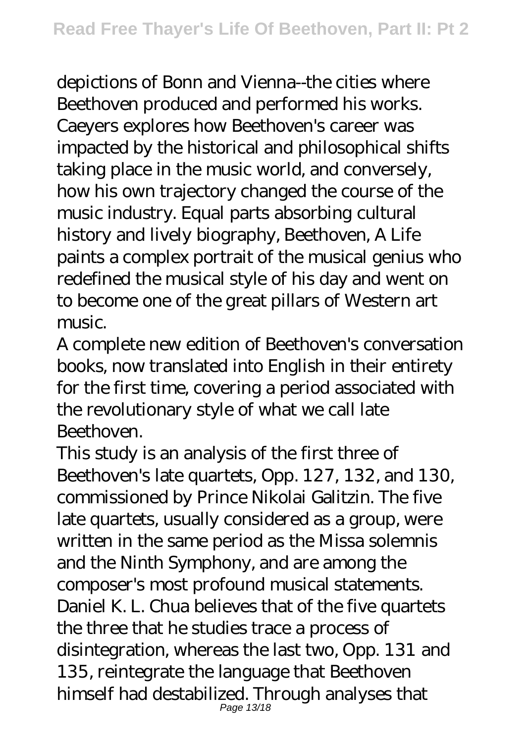depictions of Bonn and Vienna--the cities where Beethoven produced and performed his works. Caeyers explores how Beethoven's career was impacted by the historical and philosophical shifts taking place in the music world, and conversely, how his own trajectory changed the course of the music industry. Equal parts absorbing cultural history and lively biography, Beethoven, A Life paints a complex portrait of the musical genius who redefined the musical style of his day and went on to become one of the great pillars of Western art music.

A complete new edition of Beethoven's conversation books, now translated into English in their entirety for the first time, covering a period associated with the revolutionary style of what we call late Beethoven.

This study is an analysis of the first three of Beethoven's late quartets, Opp. 127, 132, and 130, commissioned by Prince Nikolai Galitzin. The five late quartets, usually considered as a group, were written in the same period as the Missa solemnis and the Ninth Symphony, and are among the composer's most profound musical statements. Daniel K. L. Chua believes that of the five quartets the three that he studies trace a process of disintegration, whereas the last two, Opp. 131 and 135, reintegrate the language that Beethoven himself had destabilized. Through analyses that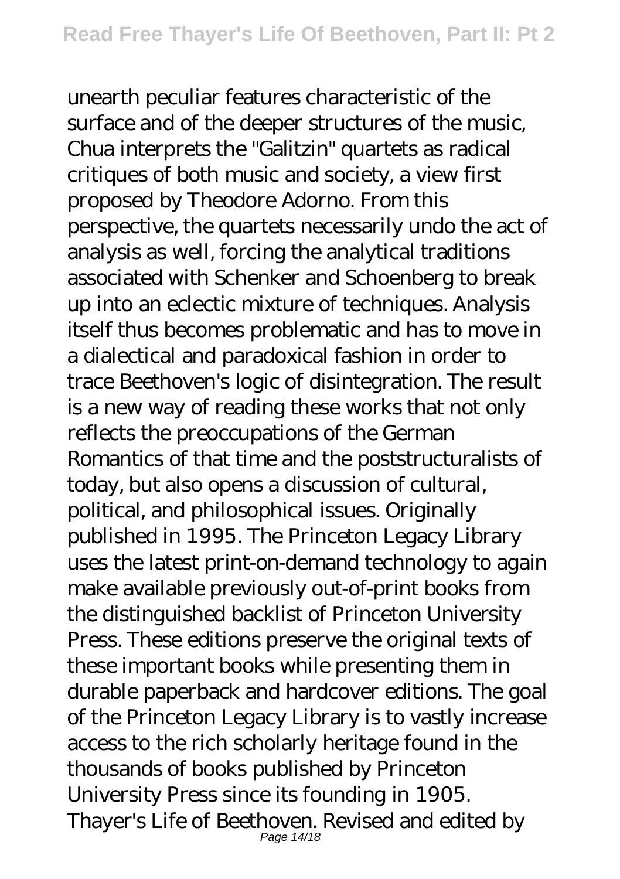unearth peculiar features characteristic of the surface and of the deeper structures of the music, Chua interprets the "Galitzin" quartets as radical critiques of both music and society, a view first proposed by Theodore Adorno. From this perspective, the quartets necessarily undo the act of analysis as well, forcing the analytical traditions associated with Schenker and Schoenberg to break up into an eclectic mixture of techniques. Analysis itself thus becomes problematic and has to move in a dialectical and paradoxical fashion in order to trace Beethoven's logic of disintegration. The result is a new way of reading these works that not only reflects the preoccupations of the German Romantics of that time and the poststructuralists of today, but also opens a discussion of cultural, political, and philosophical issues. Originally published in 1995. The Princeton Legacy Library uses the latest print-on-demand technology to again make available previously out-of-print books from the distinguished backlist of Princeton University Press. These editions preserve the original texts of these important books while presenting them in durable paperback and hardcover editions. The goal of the Princeton Legacy Library is to vastly increase access to the rich scholarly heritage found in the thousands of books published by Princeton University Press since its founding in 1905.
Thayer's Life of Beethoven. Revised and edited by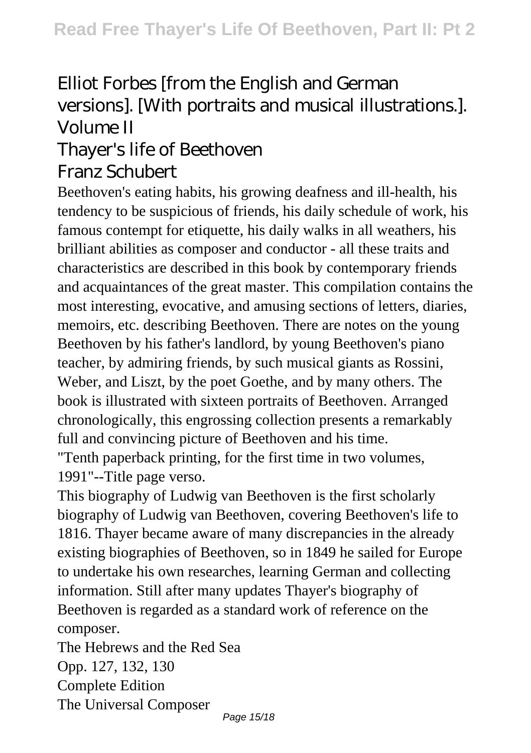Elliot Forbes [from the English and German versions]. [With portraits and musical illustrations.]. Volume II

Thayer's life of Beethoven

Franz Schubert

Beethoven's eating habits, his growing deafness and ill-health, his tendency to be suspicious of friends, his daily schedule of work, his famous contempt for etiquette, his daily walks in all weathers, his brilliant abilities as composer and conductor - all these traits and characteristics are described in this book by contemporary friends and acquaintances of the great master. This compilation contains the most interesting, evocative, and amusing sections of letters, diaries, memoirs, etc. describing Beethoven. There are notes on the young Beethoven by his father's landlord, by young Beethoven's piano teacher, by admiring friends, by such musical giants as Rossini, Weber, and Liszt, by the poet Goethe, and by many others. The book is illustrated with sixteen portraits of Beethoven. Arranged chronologically, this engrossing collection presents a remarkably full and convincing picture of Beethoven and his time.

"Tenth paperback printing, for the first time in two volumes, 1991"--Title page verso.

This biography of Ludwig van Beethoven is the first scholarly biography of Ludwig van Beethoven, covering Beethoven's life to 1816. Thayer became aware of many discrepancies in the already existing biographies of Beethoven, so in 1849 he sailed for Europe to undertake his own researches, learning German and collecting information. Still after many updates Thayer's biography of Beethoven is regarded as a standard work of reference on the composer.

The Hebrews and the Red Sea

Opp. 127, 132, 130

Complete Edition

The Universal Composer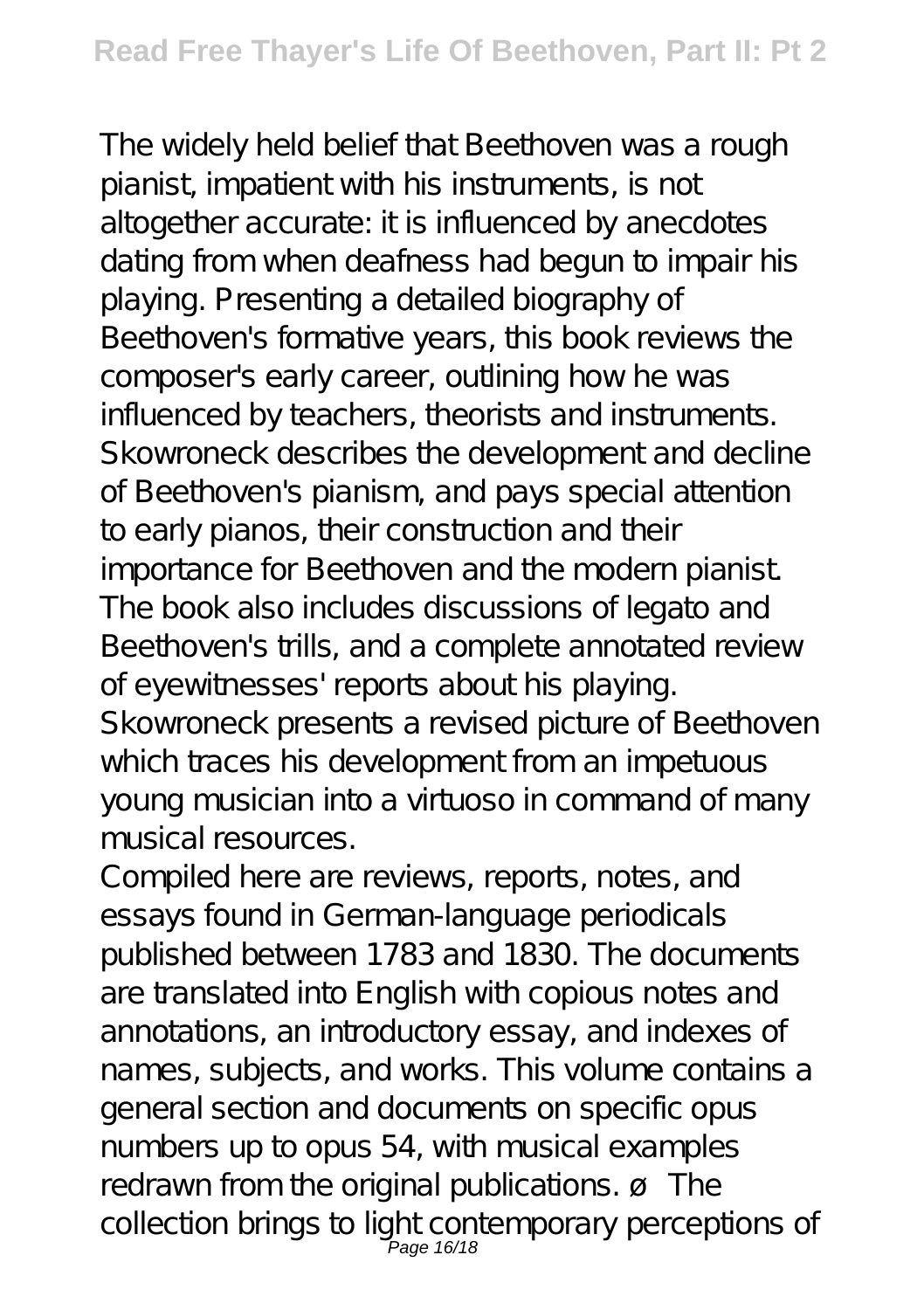The widely held belief that Beethoven was a rough pianist, impatient with his instruments, is not altogether accurate: it is influenced by anecdotes dating from when deafness had begun to impair his playing. Presenting a detailed biography of Beethoven's formative years, this book reviews the composer's early career, outlining how he was influenced by teachers, theorists and instruments. Skowroneck describes the development and decline of Beethoven's pianism, and pays special attention to early pianos, their construction and their importance for Beethoven and the modern pianist. The book also includes discussions of legato and Beethoven's trills, and a complete annotated review of eyewitnesses' reports about his playing. Skowroneck presents a revised picture of Beethoven which traces his development from an impetuous young musician into a virtuoso in command of many musical resources.

Compiled here are reviews, reports, notes, and essays found in German-language periodicals published between 1783 and 1830. The documents are translated into English with copious notes and annotations, an introductory essay, and indexes of names, subjects, and works. This volume contains a general section and documents on specific opus numbers up to opus 54, with musical examples redrawn from the original publications. ø The collection brings to light contemporary perceptions of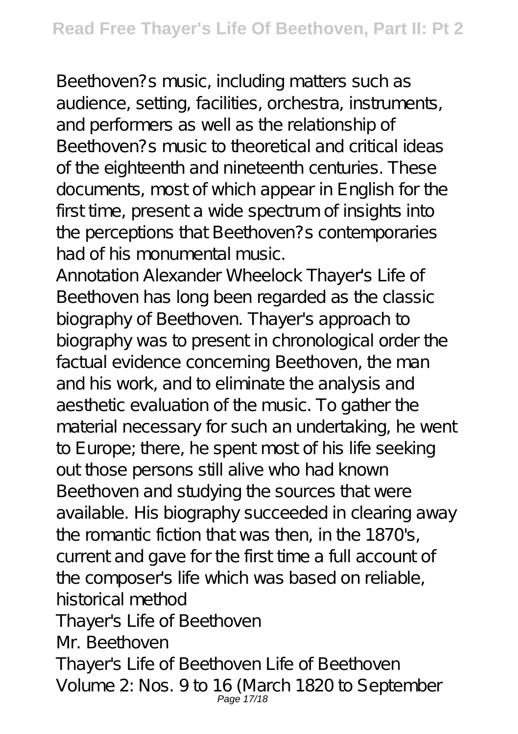Beethoven?s music, including matters such as audience, setting, facilities, orchestra, instruments, and performers as well as the relationship of Beethoven?s music to theoretical and critical ideas of the eighteenth and nineteenth centuries. These documents, most of which appear in English for the first time, present a wide spectrum of insights into the perceptions that Beethoven?s contemporaries had of his monumental music.

Annotation Alexander Wheelock Thayer's Life of Beethoven has long been regarded as the classic biography of Beethoven. Thayer's approach to biography was to present in chronological order the factual evidence concerning Beethoven, the man and his work, and to eliminate the analysis and aesthetic evaluation of the music. To gather the material necessary for such an undertaking, he went to Europe; there, he spent most of his life seeking out those persons still alive who had known Beethoven and studying the sources that were available. His biography succeeded in clearing away the romantic fiction that was then, in the 1870's, current and gave for the first time a full account of the composer's life which was based on reliable, historical method

Thayer's Life of Beethoven

Mr. Beethoven

Thayer's Life of Beethoven Life of Beethoven

Volume 2: Nos. 9 to 16 (March 1820 to September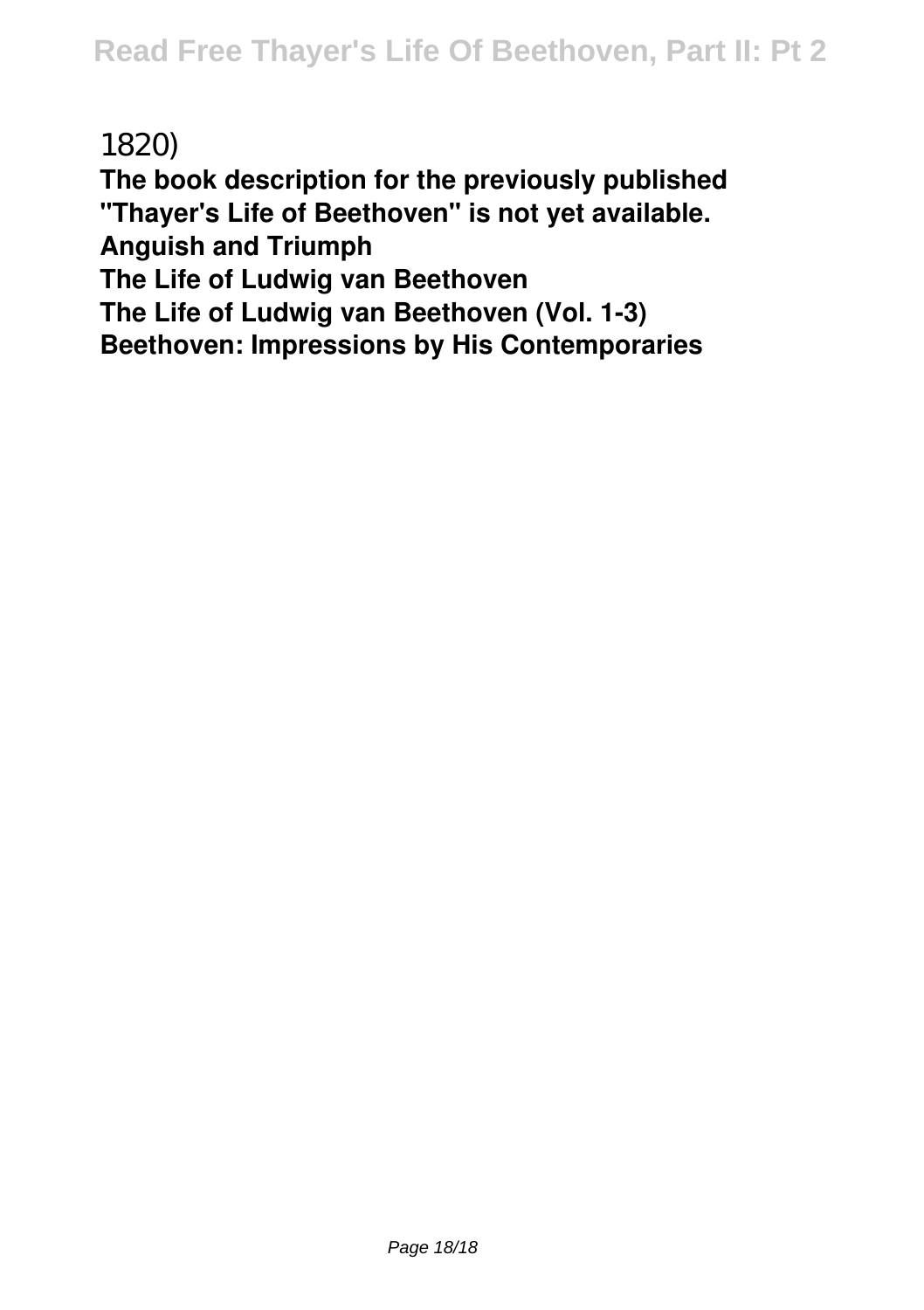1820)

**The book description for the previously published "Thayer's Life of Beethoven" is not yet available.**
**Anguish and Triumph**
**The Life of Ludwig van Beethoven**
**The Life of Ludwig van Beethoven (Vol. 1-3)**
**Beethoven: Impressions by His Contemporaries**